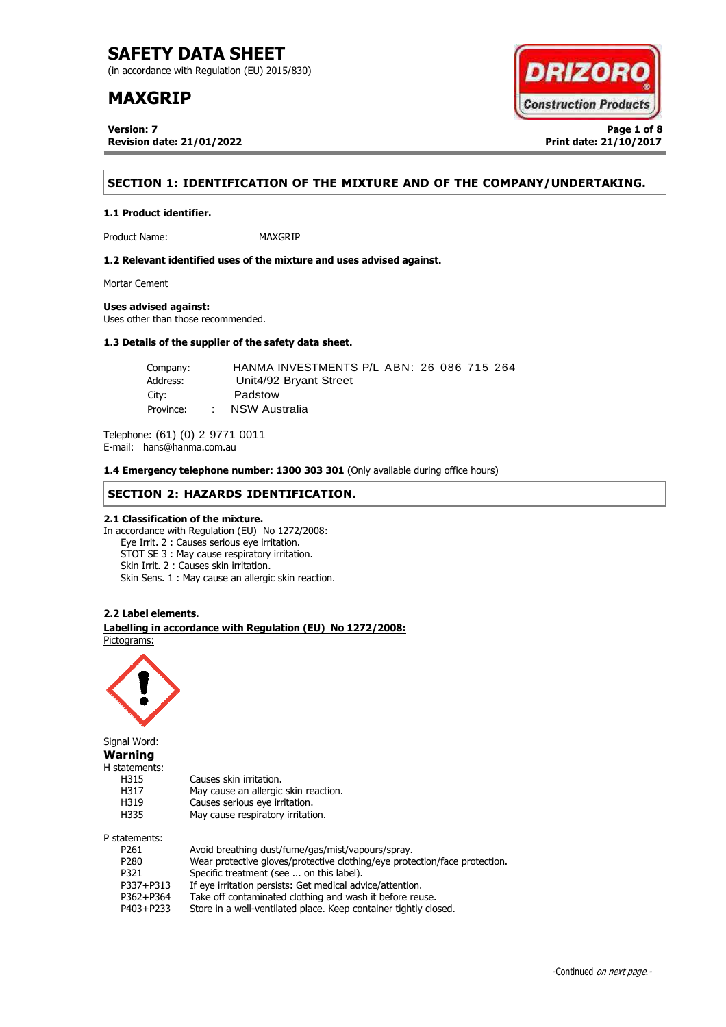# SAFETY DATA SHEET

(in accordance with Regulation (EU) 2015/830)

# MAXGRIP

**Version: 7**
**Revision date: 21/01/2022**

**Print date: 21/10/2017**

## SECTION 1: IDENTIFICATION OF THE MIXTURE AND OF THE COMPANY/UNDERTAKING.

### 1.1 Product identifier.

Product Name: MAXGRIP

### 1.2 Relevant identified uses of the mixture and uses advised against.

Mortar Cement

**Uses advised against:**
Uses other than those recommended.

### 1.3 Details of the supplier of the safety data sheet.

Company: HANMA INVESTMENTS P/L ABN: 26 086 715 264
Address: Unit4/92 Bryant Street
City: Padstow
Province: : NSW Australia

Telephone: (61) (0) 2 9771 0011
E-mail: hans@hanma.com.au

**1.4 Emergency telephone number: 1300 303 301** (Only available during office hours)

## SECTION 2: HAZARDS IDENTIFICATION.

### 2.1 Classification of the mixture.

In accordance with Regulation (EU) No 1272/2008:

- Eye Irrit. 2 : Causes serious eye irritation.
- STOT SE 3 : May cause respiratory irritation.
- Skin Irrit. 2 : Causes skin irritation.
- Skin Sens. 1 : May cause an allergic skin reaction.

### 2.2 Label elements.

**Labelling in accordance with Regulation (EU) No 1272/2008:**

Pictograms:

Signal Word:
**Warning**

H statements:

| | |
|---|---|
| H315 | Causes skin irritation. |
| H317 | May cause an allergic skin reaction. |
| H319 | Causes serious eye irritation. |
| H335 | May cause respiratory irritation. |

P statements:

| | |
|---|---|
| P261 | Avoid breathing dust/fume/gas/mist/vapours/spray. |
| P280 | Wear protective gloves/protective clothing/eye protection/face protection. |
| P321 | Specific treatment (see ... on this label). |
| P337+P313 | If eye irritation persists: Get medical advice/attention. |
| P362+P364 | Take off contaminated clothing and wash it before reuse. |
| P403+P233 | Store in a well-ventilated place. Keep container tightly closed. |

-Continued *on next page.*-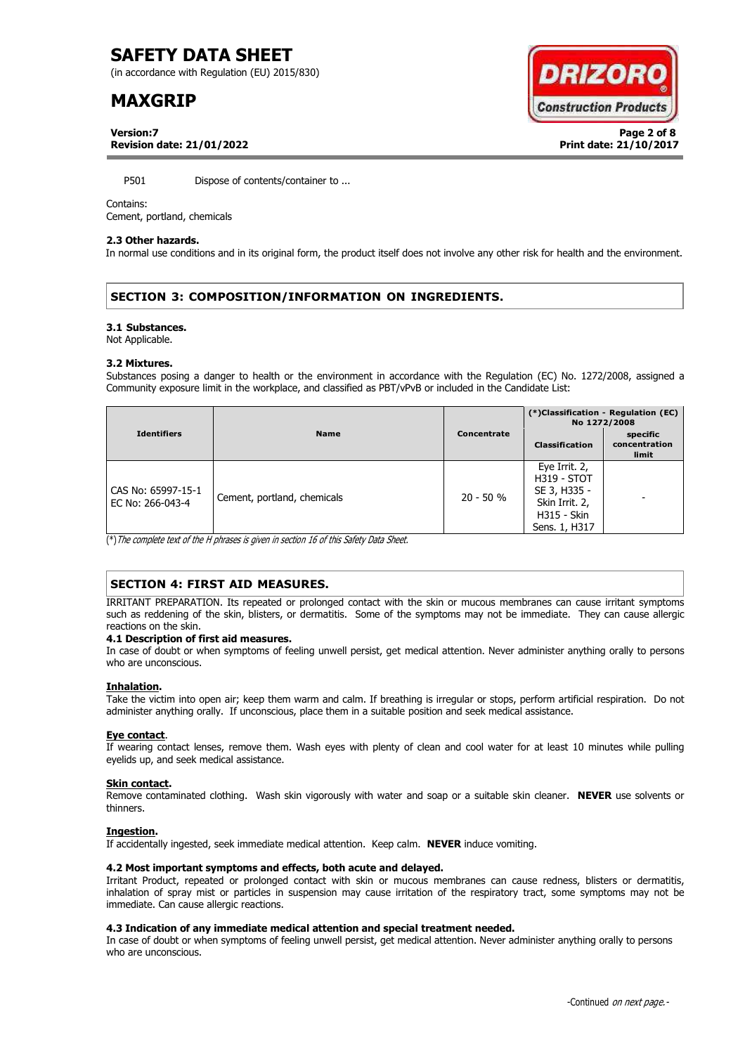P501 Dispose of contents/container to ...

Contains:
Cement, portland, chemicals

**2.3 Other hazards.**
In normal use conditions and in its original form, the product itself does not involve any other risk for health and the environment.

## SECTION 3: COMPOSITION/INFORMATION ON INGREDIENTS.

**3.1 Substances.**
Not Applicable.

**3.2 Mixtures.**
Substances posing a danger to health or the environment in accordance with the Regulation (EC) No. 1272/2008, assigned a Community exposure limit in the workplace, and classified as PBT/vPvB or included in the Candidate List:

| Identifiers | Name | Concentrate | (*)Classification - Regulation (EC) No 1272/2008 | |
|---|---|---|---|---|
| | | | Classification | specific concentration limit |
| CAS No: 65997-15-1 EC No: 266-043-4 | Cement, portland, chemicals | 20 - 50 % | Eye Irrit. 2, H319 - STOT SE 3, H335 - Skin Irrit. 2, H315 - Skin Sens. 1, H317 | - |

(*)*The complete text of the H phrases is given in section 16 of this Safety Data Sheet.*

## SECTION 4: FIRST AID MEASURES.

IRRITANT PREPARATION. Its repeated or prolonged contact with the skin or mucous membranes can cause irritant symptoms such as reddening of the skin, blisters, or dermatitis. Some of the symptoms may not be immediate. They can cause allergic reactions on the skin.

**4.1 Description of first aid measures.**
In case of doubt or when symptoms of feeling unwell persist, get medical attention. Never administer anything orally to persons who are unconscious.

**Inhalation.**
Take the victim into open air; keep them warm and calm. If breathing is irregular or stops, perform artificial respiration. Do not administer anything orally. If unconscious, place them in a suitable position and seek medical assistance.

**Eye contact.**
If wearing contact lenses, remove them. Wash eyes with plenty of clean and cool water for at least 10 minutes while pulling eyelids up, and seek medical assistance.

**Skin contact.**
Remove contaminated clothing. Wash skin vigorously with water and soap or a suitable skin cleaner. **NEVER** use solvents or thinners.

**Ingestion.**
If accidentally ingested, seek immediate medical attention. Keep calm. **NEVER** induce vomiting.

**4.2 Most important symptoms and effects, both acute and delayed.**
Irritant Product, repeated or prolonged contact with skin or mucous membranes can cause redness, blisters or dermatitis, inhalation of spray mist or particles in suspension may cause irritation of the respiratory tract, some symptoms may not be immediate. Can cause allergic reactions.

**4.3 Indication of any immediate medical attention and special treatment needed.**
In case of doubt or when symptoms of feeling unwell persist, get medical attention. Never administer anything orally to persons who are unconscious.

-Continued *on next page.*-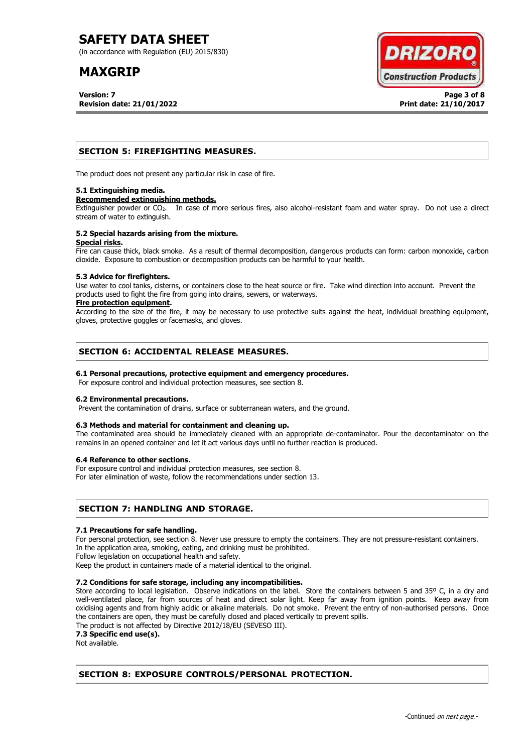## SECTION 5: FIREFIGHTING MEASURES.

The product does not present any particular risk in case of fire.

### 5.1 Extinguishing media.

**Recommended extinguishing methods.**

Extinguisher powder or $CO_2$. In case of more serious fires, also alcohol-resistant foam and water spray. Do not use a direct stream of water to extinguish.

### 5.2 Special hazards arising from the mixture.

**Special risks.**

Fire can cause thick, black smoke. As a result of thermal decomposition, dangerous products can form: carbon monoxide, carbon dioxide. Exposure to combustion or decomposition products can be harmful to your health.

### 5.3 Advice for firefighters.

Use water to cool tanks, cisterns, or containers close to the heat source or fire. Take wind direction into account. Prevent the products used to fight the fire from going into drains, sewers, or waterways.

**Fire protection equipment.**

According to the size of the fire, it may be necessary to use protective suits against the heat, individual breathing equipment, gloves, protective goggles or facemasks, and gloves.

## SECTION 6: ACCIDENTAL RELEASE MEASURES.

### 6.1 Personal precautions, protective equipment and emergency procedures.

For exposure control and individual protection measures, see section 8.

### 6.2 Environmental precautions.

Prevent the contamination of drains, surface or subterranean waters, and the ground.

### 6.3 Methods and material for containment and cleaning up.

The contaminated area should be immediately cleaned with an appropriate de-contaminator. Pour the decontaminator on the remains in an opened container and let it act various days until no further reaction is produced.

### 6.4 Reference to other sections.

For exposure control and individual protection measures, see section 8.
For later elimination of waste, follow the recommendations under section 13.

## SECTION 7: HANDLING AND STORAGE.

### 7.1 Precautions for safe handling.

For personal protection, see section 8. Never use pressure to empty the containers. They are not pressure-resistant containers.
In the application area, smoking, eating, and drinking must be prohibited.
Follow legislation on occupational health and safety.
Keep the product in containers made of a material identical to the original.

### 7.2 Conditions for safe storage, including any incompatibilities.

Store according to local legislation. Observe indications on the label. Store the containers between 5 and 35º C, in a dry and well-ventilated place, far from sources of heat and direct solar light. Keep far away from ignition points. Keep away from oxidising agents and from highly acidic or alkaline materials. Do not smoke. Prevent the entry of non-authorised persons. Once the containers are open, they must be carefully closed and placed vertically to prevent spills.
The product is not affected by Directive 2012/18/EU (SEVESO III).

### 7.3 Specific end use(s).

Not available.

## SECTION 8: EXPOSURE CONTROLS/PERSONAL PROTECTION.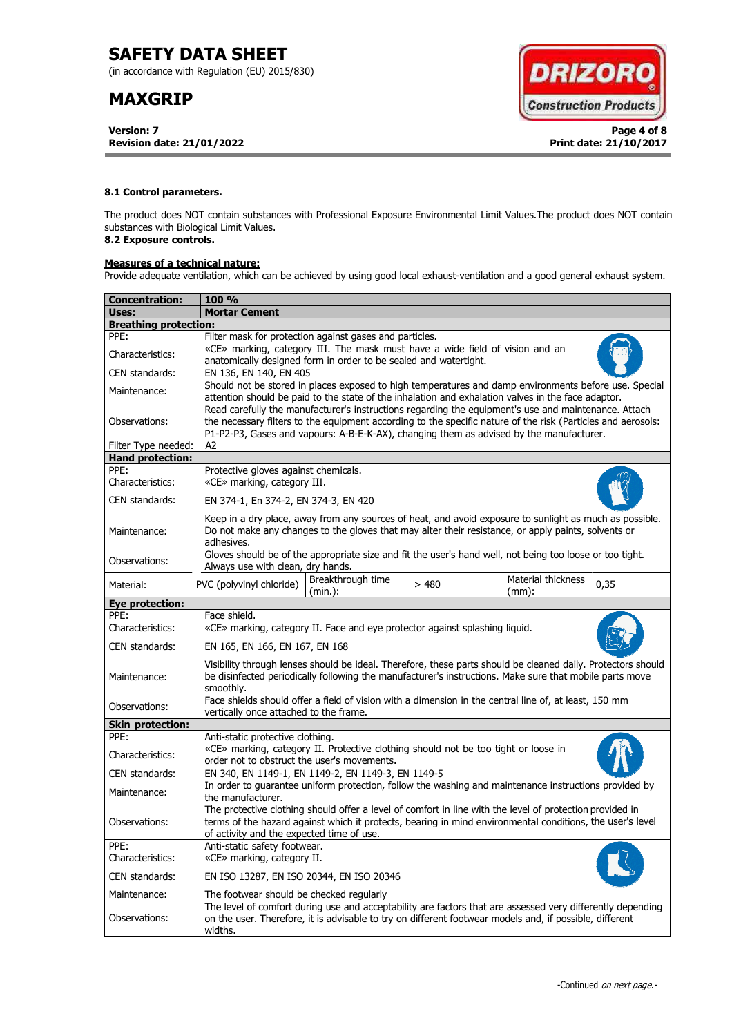#### 8.1 Control parameters.

The product does NOT contain substances with Professional Exposure Environmental Limit Values.The product does NOT contain substances with Biological Limit Values.

#### 8.2 Exposure controls.

**Measures of a technical nature:**

Provide adequate ventilation, which can be achieved by using good local exhaust-ventilation and a good general exhaust system.

| **Concentration:** | **100 %** | | | | |
|---|---|---|---|---|---|
| **Uses:** | **Mortar Cement** | | | | |
| **Breathing protection:** | | | | | |
| PPE: | Filter mask for protection against gases and particles. | | | | |
| Characteristics: | «CE» marking, category III. The mask must have a wide field of vision and an anatomically designed form in order to be sealed and watertight. | | | | |
| CEN standards: | EN 136, EN 140, EN 405 | | | | |
| Maintenance: | Should not be stored in places exposed to high temperatures and damp environments before use. Special attention should be paid to the state of the inhalation and exhalation valves in the face adaptor. | | | | |
| Observations: | Read carefully the manufacturer's instructions regarding the equipment's use and maintenance. Attach the necessary filters to the equipment according to the specific nature of the risk (Particles and aerosols: P1-P2-P3, Gases and vapours: A-B-E-K-AX), changing them as advised by the manufacturer. | | | | |
| Filter Type needed: | A2 | | | | |
| **Hand protection:** | | | | | |
| PPE: | Protective gloves against chemicals. | | | | |
| Characteristics: | «CE» marking, category III. | | | | |
| CEN standards: | EN 374-1, En 374-2, EN 374-3, EN 420 | | | | |
| Maintenance: | Keep in a dry place, away from any sources of heat, and avoid exposure to sunlight as much as possible. Do not make any changes to the gloves that may alter their resistance, or apply paints, solvents or adhesives. | | | | |
| Observations: | Gloves should be of the appropriate size and fit the user's hand well, not being too loose or too tight. Always use with clean, dry hands. | | | | |
| Material: | PVC (polyvinyl chloride) | Breakthrough time (min.): | > 480 | Material thickness (mm): | 0,35 |
| **Eye protection:** | | | | | |
| PPE: | Face shield. | | | | |
| Characteristics: | «CE» marking, category II. Face and eye protector against splashing liquid. | | | | |
| CEN standards: | EN 165, EN 166, EN 167, EN 168 | | | | |
| Maintenance: | Visibility through lenses should be ideal. Therefore, these parts should be cleaned daily. Protectors should be disinfected periodically following the manufacturer's instructions. Make sure that mobile parts move smoothly. | | | | |
| Observations: | Face shields should offer a field of vision with a dimension in the central line of, at least, 150 mm vertically once attached to the frame. | | | | |
| **Skin protection:** | | | | | |
| PPE: | Anti-static protective clothing. | | | | |
| Characteristics: | «CE» marking, category II. Protective clothing should not be too tight or loose in order not to obstruct the user's movements. | | | | |
| CEN standards: | EN 340, EN 1149-1, EN 1149-2, EN 1149-3, EN 1149-5 | | | | |
| Maintenance: | In order to guarantee uniform protection, follow the washing and maintenance instructions provided by the manufacturer. | | | | |
| Observations: | The protective clothing should offer a level of comfort in line with the level of protection provided in terms of the hazard against which it protects, bearing in mind environmental conditions, the user's level of activity and the expected time of use. | | | | |
| PPE: | Anti-static safety footwear. | | | | |
| Characteristics: | «CE» marking, category II. | | | | |
| CEN standards: | EN ISO 13287, EN ISO 20344, EN ISO 20346 | | | | |
| Maintenance: | The footwear should be checked regularly | | | | |
| Observations: | The level of comfort during use and acceptability are factors that are assessed very differently depending on the user. Therefore, it is advisable to try on different footwear models and, if possible, different widths. | | | | |

-Continued *on next page.*-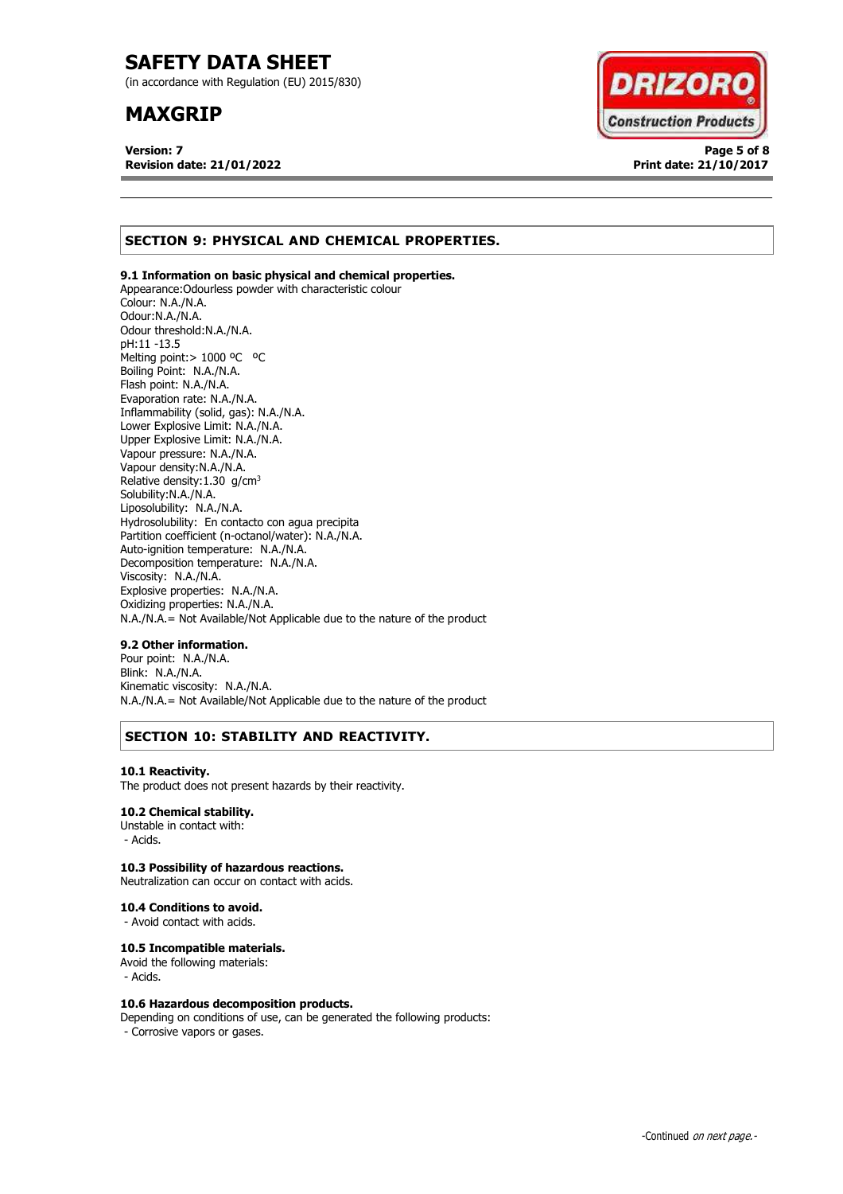## SECTION 9: PHYSICAL AND CHEMICAL PROPERTIES.

### 9.1 Information on basic physical and chemical properties.

Appearance:Odourless powder with characteristic colour
Colour: N.A./N.A.
Odour:N.A./N.A.
Odour threshold:N.A./N.A.
pH:11 -13.5
Melting point:> 1000 ºC ºC
Boiling Point: N.A./N.A.
Flash point: N.A./N.A.
Evaporation rate: N.A./N.A.
Inflammability (solid, gas): N.A./N.A.
Lower Explosive Limit: N.A./N.A.
Upper Explosive Limit: N.A./N.A.
Vapour pressure: N.A./N.A.
Vapour density:N.A./N.A.
Relative density:1.30 $g/cm^3$
Solubility:N.A./N.A.
Liposolubility: N.A./N.A.
Hydrosolubility: En contacto con agua precipita
Partition coefficient (n-octanol/water): N.A./N.A.
Auto-ignition temperature: N.A./N.A.
Decomposition temperature: N.A./N.A.
Viscosity: N.A./N.A.
Explosive properties: N.A./N.A.
Oxidizing properties: N.A./N.A.
N.A./N.A.= Not Available/Not Applicable due to the nature of the product

### 9.2 Other information.

Pour point: N.A./N.A.
Blink: N.A./N.A.
Kinematic viscosity: N.A./N.A.
N.A./N.A.= Not Available/Not Applicable due to the nature of the product

## SECTION 10: STABILITY AND REACTIVITY.

### 10.1 Reactivity.

The product does not present hazards by their reactivity.

### 10.2 Chemical stability.

Unstable in contact with:
- Acids.

### 10.3 Possibility of hazardous reactions.

Neutralization can occur on contact with acids.

### 10.4 Conditions to avoid.

- Avoid contact with acids.

### 10.5 Incompatible materials.

Avoid the following materials:
- Acids.

### 10.6 Hazardous decomposition products.

Depending on conditions of use, can be generated the following products:
- Corrosive vapors or gases.

-Continued *on next page.*-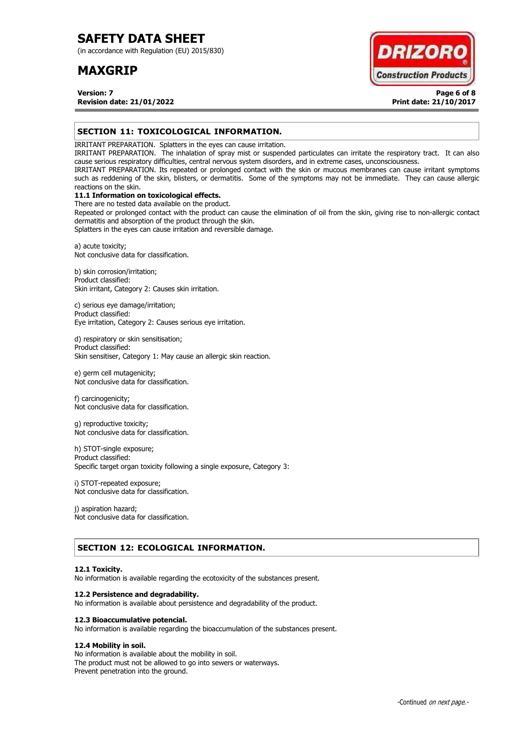## SECTION 11: TOXICOLOGICAL INFORMATION.

IRRITANT PREPARATION. Splatters in the eyes can cause irritation.
IRRITANT PREPARATION. The inhalation of spray mist or suspended particulates can irritate the respiratory tract. It can also cause serious respiratory difficulties, central nervous system disorders, and in extreme cases, unconsciousness.
IRRITANT PREPARATION. Its repeated or prolonged contact with the skin or mucous membranes can cause irritant symptoms such as reddening of the skin, blisters, or dermatitis. Some of the symptoms may not be immediate. They can cause allergic reactions on the skin.

**11.1 Information on toxicological effects.**

There are no tested data available on the product.
Repeated or prolonged contact with the product can cause the elimination of oil from the skin, giving rise to non-allergic contact dermatitis and absorption of the product through the skin.
Splatters in the eyes can cause irritation and reversible damage.

a) acute toxicity;
Not conclusive data for classification.

b) skin corrosion/irritation;
Product classified:
Skin irritant, Category 2: Causes skin irritation.

c) serious eye damage/irritation;
Product classified:
Eye irritation, Category 2: Causes serious eye irritation.

d) respiratory or skin sensitisation;
Product classified:
Skin sensitiser, Category 1: May cause an allergic skin reaction.

e) germ cell mutagenicity;
Not conclusive data for classification.

f) carcinogenicity;
Not conclusive data for classification.

g) reproductive toxicity;
Not conclusive data for classification.

h) STOT-single exposure;
Product classified:
Specific target organ toxicity following a single exposure, Category 3:

i) STOT-repeated exposure;
Not conclusive data for classification.

j) aspiration hazard;
Not conclusive data for classification.

## SECTION 12: ECOLOGICAL INFORMATION.

**12.1 Toxicity.**

No information is available regarding the ecotoxicity of the substances present.

**12.2 Persistence and degradability.**

No information is available about persistence and degradability of the product.

**12.3 Bioaccumulative potencial.**

No information is available regarding the bioaccumulation of the substances present.

**12.4 Mobility in soil.**

No information is available about the mobility in soil.
The product must not be allowed to go into sewers or waterways.
Prevent penetration into the ground.

-Continued *on next page.*-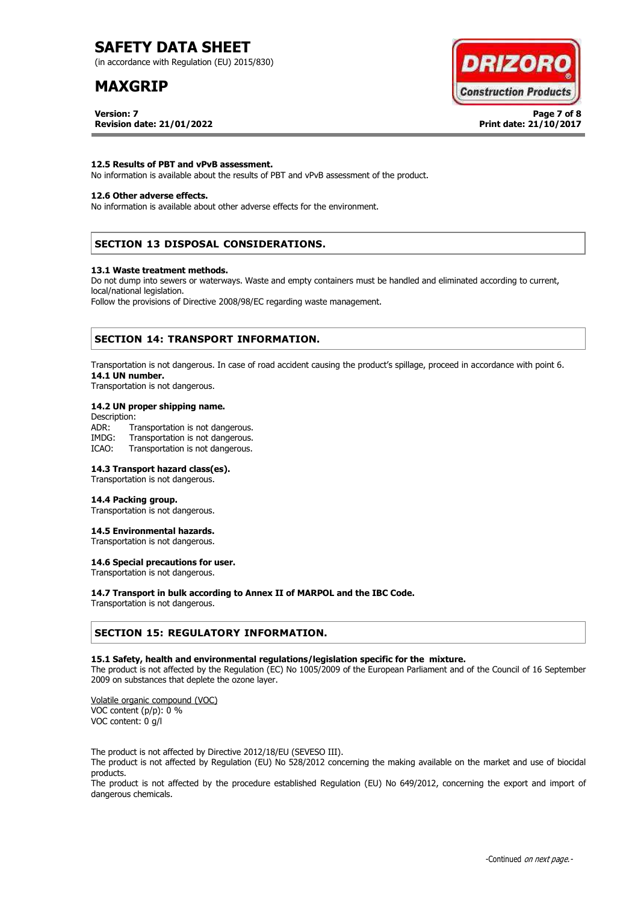### 12.5 Results of PBT and vPvB assessment.

No information is available about the results of PBT and vPvB assessment of the product.

### 12.6 Other adverse effects.

No information is available about other adverse effects for the environment.

## SECTION 13 DISPOSAL CONSIDERATIONS.

### 13.1 Waste treatment methods.

Do not dump into sewers or waterways. Waste and empty containers must be handled and eliminated according to current, local/national legislation.

Follow the provisions of Directive 2008/98/EC regarding waste management.

## SECTION 14: TRANSPORT INFORMATION.

Transportation is not dangerous. In case of road accident causing the product's spillage, proceed in accordance with point 6.

### 14.1 UN number.

Transportation is not dangerous.

### 14.2 UN proper shipping name.

Description:

ADR: Transportation is not dangerous.

IMDG: Transportation is not dangerous.

ICAO: Transportation is not dangerous.

### 14.3 Transport hazard class(es).

Transportation is not dangerous.

### 14.4 Packing group.

Transportation is not dangerous.

### 14.5 Environmental hazards.

Transportation is not dangerous.

### 14.6 Special precautions for user.

Transportation is not dangerous.

### 14.7 Transport in bulk according to Annex II of MARPOL and the IBC Code.

Transportation is not dangerous.

## SECTION 15: REGULATORY INFORMATION.

### 15.1 Safety, health and environmental regulations/legislation specific for the mixture.

The product is not affected by the Regulation (EC) No 1005/2009 of the European Parliament and of the Council of 16 September 2009 on substances that deplete the ozone layer.

Volatile organic compound (VOC)

VOC content (p/p): 0 %

VOC content: 0 g/l

The product is not affected by Directive 2012/18/EU (SEVESO III).

The product is not affected by Regulation (EU) No 528/2012 concerning the making available on the market and use of biocidal products.

The product is not affected by the procedure established Regulation (EU) No 649/2012, concerning the export and import of dangerous chemicals.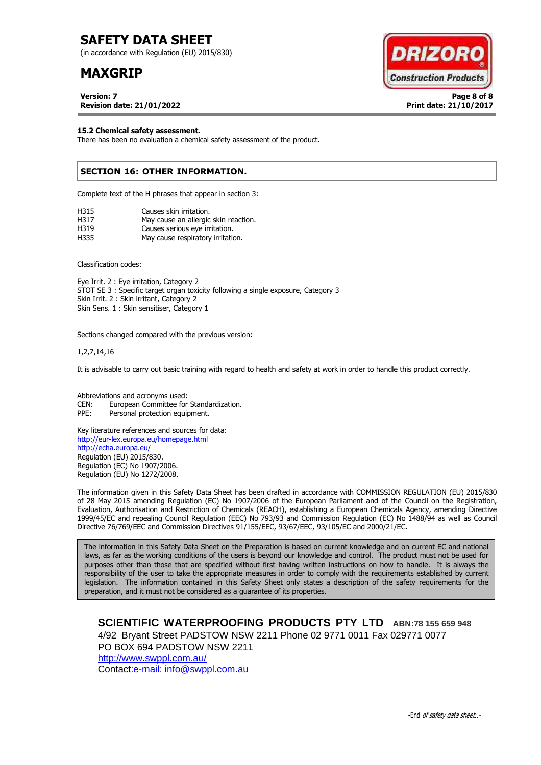**15.2 Chemical safety assessment.**

There has been no evaluation a chemical safety assessment of the product.

## SECTION 16: OTHER INFORMATION.

Complete text of the H phrases that appear in section 3:

| | |
|---|---|
| H315 | Causes skin irritation. |
| H317 | May cause an allergic skin reaction. |
| H319 | Causes serious eye irritation. |
| H335 | May cause respiratory irritation. |

Classification codes:

Eye Irrit. 2 : Eye irritation, Category 2
STOT SE 3 : Specific target organ toxicity following a single exposure, Category 3
Skin Irrit. 2 : Skin irritant, Category 2
Skin Sens. 1 : Skin sensitiser, Category 1

Sections changed compared with the previous version:

1,2,7,14,16

It is advisable to carry out basic training with regard to health and safety at work in order to handle this product correctly.

Abbreviations and acronyms used:
CEN: European Committee for Standardization.
PPE: Personal protection equipment.

Key literature references and sources for data:
http://eur-lex.europa.eu/homepage.html
http://echa.europa.eu/
Regulation (EU) 2015/830.
Regulation (EC) No 1907/2006.
Regulation (EU) No 1272/2008.

The information given in this Safety Data Sheet has been drafted in accordance with COMMISSION REGULATION (EU) 2015/830 of 28 May 2015 amending Regulation (EC) No 1907/2006 of the European Parliament and of the Council on the Registration, Evaluation, Authorisation and Restriction of Chemicals (REACH), establishing a European Chemicals Agency, amending Directive 1999/45/EC and repealing Council Regulation (EEC) No 793/93 and Commission Regulation (EC) No 1488/94 as well as Council Directive 76/769/EEC and Commission Directives 91/155/EEC, 93/67/EEC, 93/105/EC and 2000/21/EC.

The information in this Safety Data Sheet on the Preparation is based on current knowledge and on current EC and national laws, as far as the working conditions of the users is beyond our knowledge and control. The product must not be used for purposes other than those that are specified without first having written instructions on how to handle. It is always the responsibility of the user to take the appropriate measures in order to comply with the requirements established by current legislation. The information contained in this Safety Sheet only states a description of the safety requirements for the preparation, and it must not be considered as a guarantee of its properties.

**SCIENTIFIC WATERPROOFING PRODUCTS PTY LTD** **ABN:78 155 659 948**
4/92 Bryant Street PADSTOW NSW 2211 Phone 02 9771 0011 Fax 029771 0077
PO BOX 694 PADSTOW NSW 2211
http://www.swppl.com.au/
Contact:e-mail: info@swppl.com.au

-End *of safety data sheet..-*